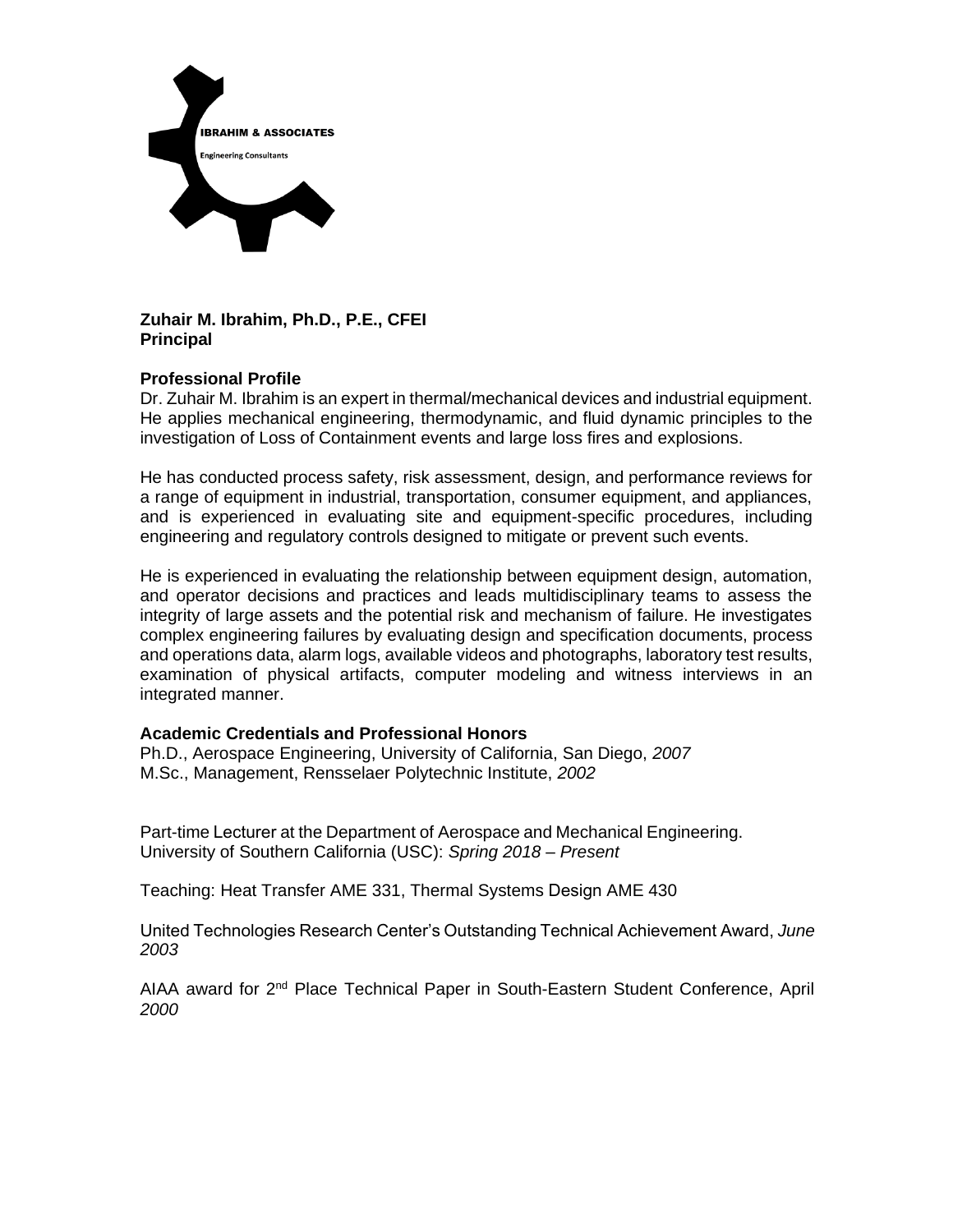**IBRAHIM & ASSOCIATES**

Engineering Consultants

**Zuhair M. Ibrahim, Ph.D., P.E., CFEI**
**Principal**

### Professional Profile

Dr. Zuhair M. Ibrahim is an expert in thermal/mechanical devices and industrial equipment. He applies mechanical engineering, thermodynamic, and fluid dynamic principles to the investigation of Loss of Containment events and large loss fires and explosions.

He has conducted process safety, risk assessment, design, and performance reviews for a range of equipment in industrial, transportation, consumer equipment, and appliances, and is experienced in evaluating site and equipment-specific procedures, including engineering and regulatory controls designed to mitigate or prevent such events.

He is experienced in evaluating the relationship between equipment design, automation, and operator decisions and practices and leads multidisciplinary teams to assess the integrity of large assets and the potential risk and mechanism of failure. He investigates complex engineering failures by evaluating design and specification documents, process and operations data, alarm logs, available videos and photographs, laboratory test results, examination of physical artifacts, computer modeling and witness interviews in an integrated manner.

### Academic Credentials and Professional Honors

Ph.D., Aerospace Engineering, University of California, San Diego, *2007*
M.Sc., Management, Rensselaer Polytechnic Institute, *2002*

Part-time Lecturer at the Department of Aerospace and Mechanical Engineering.
University of Southern California (USC): *Spring 2018 – Present*

Teaching: Heat Transfer AME 331, Thermal Systems Design AME 430

United Technologies Research Center's Outstanding Technical Achievement Award, *June 2003*

AIAA award for 2nd Place Technical Paper in South-Eastern Student Conference, April *2000*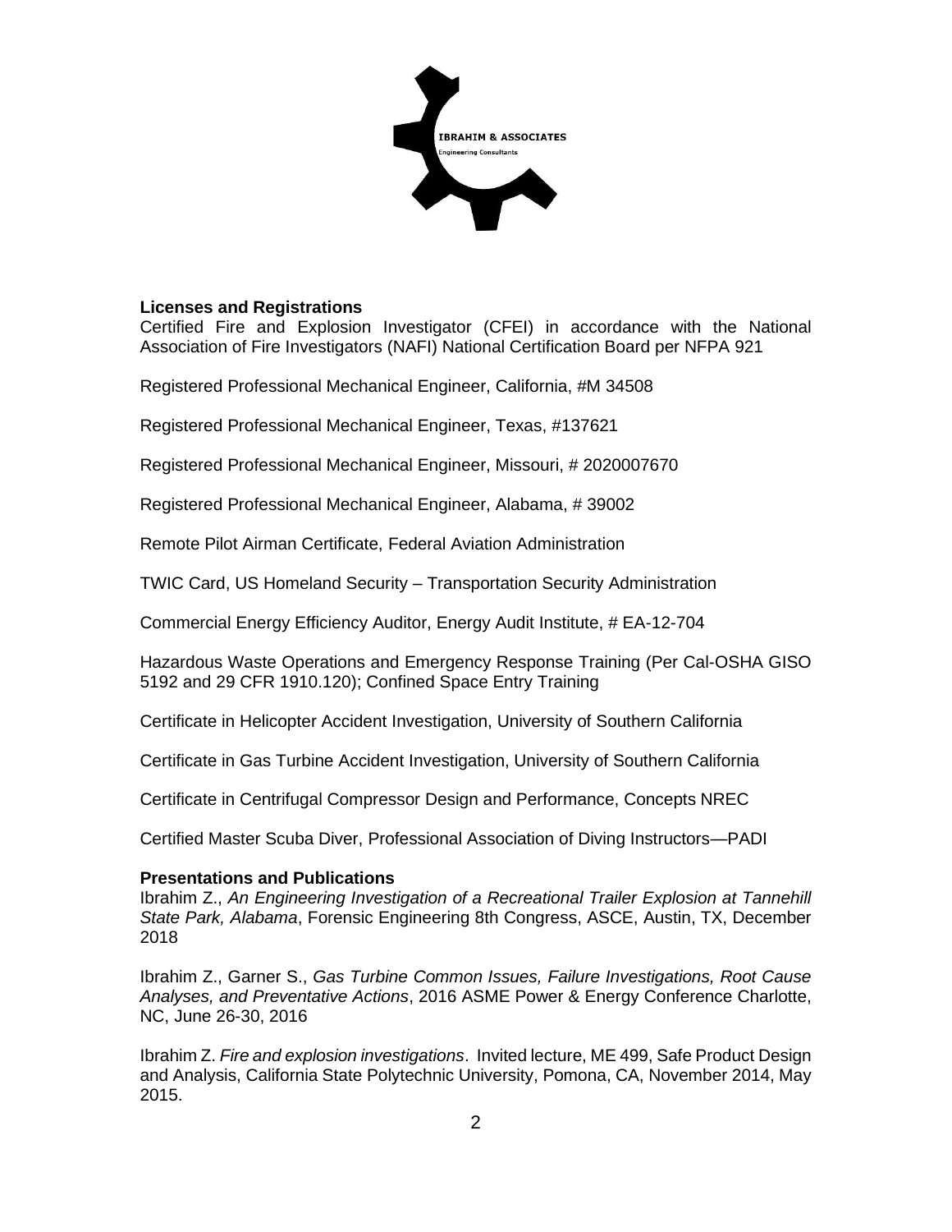## Licenses and Registrations

Certified Fire and Explosion Investigator (CFEI) in accordance with the National Association of Fire Investigators (NAFI) National Certification Board per NFPA 921

Registered Professional Mechanical Engineer, California, #M 34508

Registered Professional Mechanical Engineer, Texas, #137621

Registered Professional Mechanical Engineer, Missouri, # 2020007670

Registered Professional Mechanical Engineer, Alabama, # 39002

Remote Pilot Airman Certificate, Federal Aviation Administration

TWIC Card, US Homeland Security – Transportation Security Administration

Commercial Energy Efficiency Auditor, Energy Audit Institute, # EA-12-704

Hazardous Waste Operations and Emergency Response Training (Per Cal-OSHA GISO 5192 and 29 CFR 1910.120); Confined Space Entry Training

Certificate in Helicopter Accident Investigation, University of Southern California

Certificate in Gas Turbine Accident Investigation, University of Southern California

Certificate in Centrifugal Compressor Design and Performance, Concepts NREC

Certified Master Scuba Diver, Professional Association of Diving Instructors—PADI

## Presentations and Publications

Ibrahim Z., *An Engineering Investigation of a Recreational Trailer Explosion at Tannehill State Park, Alabama*, Forensic Engineering 8th Congress, ASCE, Austin, TX, December 2018

Ibrahim Z., Garner S., *Gas Turbine Common Issues, Failure Investigations, Root Cause Analyses, and Preventative Actions*, 2016 ASME Power & Energy Conference Charlotte, NC, June 26-30, 2016

Ibrahim Z. *Fire and explosion investigations*. Invited lecture, ME 499, Safe Product Design and Analysis, California State Polytechnic University, Pomona, CA, November 2014, May 2015.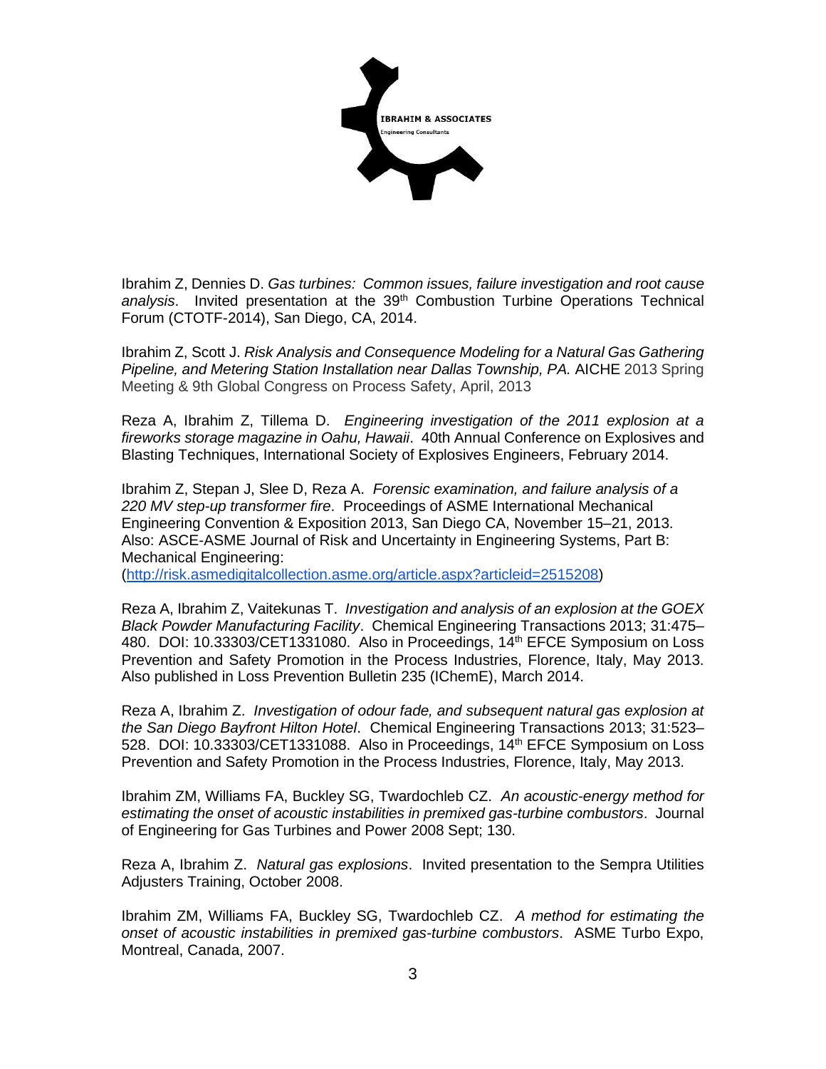Ibrahim Z, Dennies D. *Gas turbines: Common issues, failure investigation and root cause analysis*. Invited presentation at the 39th Combustion Turbine Operations Technical Forum (CTOTF-2014), San Diego, CA, 2014.

Ibrahim Z, Scott J. *Risk Analysis and Consequence Modeling for a Natural Gas Gathering Pipeline, and Metering Station Installation near Dallas Township, PA.* AICHE 2013 Spring Meeting & 9th Global Congress on Process Safety, April, 2013

Reza A, Ibrahim Z, Tillema D. *Engineering investigation of the 2011 explosion at a fireworks storage magazine in Oahu, Hawaii*. 40th Annual Conference on Explosives and Blasting Techniques, International Society of Explosives Engineers, February 2014.

Ibrahim Z, Stepan J, Slee D, Reza A. *Forensic examination, and failure analysis of a 220 MV step-up transformer fire*. Proceedings of ASME International Mechanical Engineering Convention & Exposition 2013, San Diego CA, November 15–21, 2013. Also: ASCE-ASME Journal of Risk and Uncertainty in Engineering Systems, Part B: Mechanical Engineering: (http://risk.asmedigitalcollection.asme.org/article.aspx?articleid=2515208)

Reza A, Ibrahim Z, Vaitekunas T. *Investigation and analysis of an explosion at the GOEX Black Powder Manufacturing Facility*. Chemical Engineering Transactions 2013; 31:475–480. DOI: 10.33303/CET1331080. Also in Proceedings, 14th EFCE Symposium on Loss Prevention and Safety Promotion in the Process Industries, Florence, Italy, May 2013. Also published in Loss Prevention Bulletin 235 (IChemE), March 2014.

Reza A, Ibrahim Z. *Investigation of odour fade, and subsequent natural gas explosion at the San Diego Bayfront Hilton Hotel*. Chemical Engineering Transactions 2013; 31:523–528. DOI: 10.33303/CET1331088. Also in Proceedings, 14th EFCE Symposium on Loss Prevention and Safety Promotion in the Process Industries, Florence, Italy, May 2013.

Ibrahim ZM, Williams FA, Buckley SG, Twardochleb CZ. *An acoustic-energy method for estimating the onset of acoustic instabilities in premixed gas-turbine combustors*. Journal of Engineering for Gas Turbines and Power 2008 Sept; 130.

Reza A, Ibrahim Z. *Natural gas explosions*. Invited presentation to the Sempra Utilities Adjusters Training, October 2008.

Ibrahim ZM, Williams FA, Buckley SG, Twardochleb CZ. *A method for estimating the onset of acoustic instabilities in premixed gas-turbine combustors*. ASME Turbo Expo, Montreal, Canada, 2007.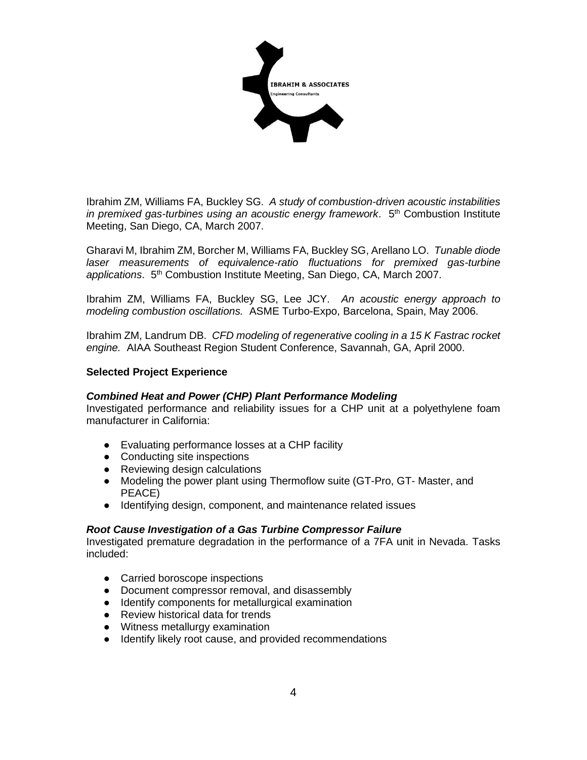Ibrahim ZM, Williams FA, Buckley SG. *A study of combustion-driven acoustic instabilities in premixed gas-turbines using an acoustic energy framework*. 5th Combustion Institute Meeting, San Diego, CA, March 2007.

Gharavi M, Ibrahim ZM, Borcher M, Williams FA, Buckley SG, Arellano LO. *Tunable diode laser measurements of equivalence-ratio fluctuations for premixed gas-turbine applications*. 5th Combustion Institute Meeting, San Diego, CA, March 2007.

Ibrahim ZM, Williams FA, Buckley SG, Lee JCY. *An acoustic energy approach to modeling combustion oscillations.* ASME Turbo-Expo, Barcelona, Spain, May 2006.

Ibrahim ZM, Landrum DB. *CFD modeling of regenerative cooling in a 15 K Fastrac rocket engine.* AIAA Southeast Region Student Conference, Savannah, GA, April 2000.

**Selected Project Experience**

***Combined Heat and Power (CHP) Plant Performance Modeling***

Investigated performance and reliability issues for a CHP unit at a polyethylene foam manufacturer in California:

- Evaluating performance losses at a CHP facility
- Conducting site inspections
- Reviewing design calculations
- Modeling the power plant using Thermoflow suite (GT-Pro, GT- Master, and PEACE)
- Identifying design, component, and maintenance related issues

***Root Cause Investigation of a Gas Turbine Compressor Failure***

Investigated premature degradation in the performance of a 7FA unit in Nevada. Tasks included:

- Carried boroscope inspections
- Document compressor removal, and disassembly
- Identify components for metallurgical examination
- Review historical data for trends
- Witness metallurgy examination
- Identify likely root cause, and provided recommendations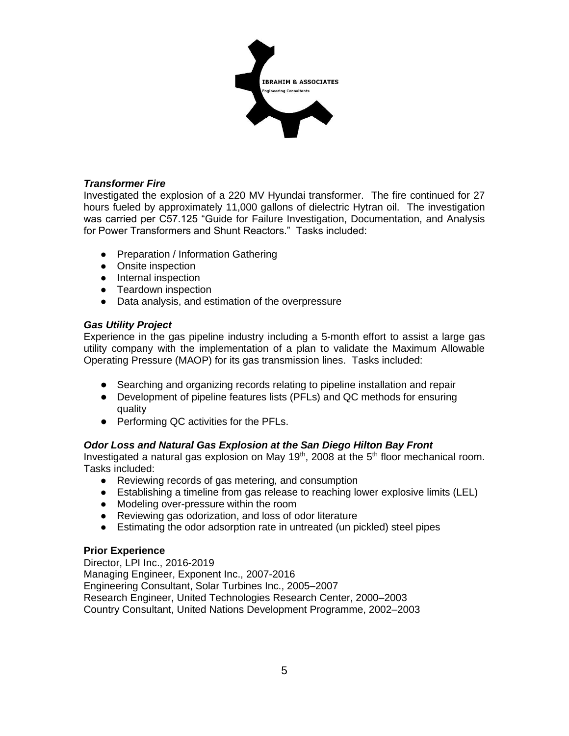IBRAHIM & ASSOCIATES
Engineering Consultants

***Transformer Fire***

Investigated the explosion of a 220 MV Hyundai transformer. The fire continued for 27 hours fueled by approximately 11,000 gallons of dielectric Hytran oil. The investigation was carried per C57.125 "Guide for Failure Investigation, Documentation, and Analysis for Power Transformers and Shunt Reactors." Tasks included:

- Preparation / Information Gathering
- Onsite inspection
- Internal inspection
- Teardown inspection
- Data analysis, and estimation of the overpressure

***Gas Utility Project***

Experience in the gas pipeline industry including a 5-month effort to assist a large gas utility company with the implementation of a plan to validate the Maximum Allowable Operating Pressure (MAOP) for its gas transmission lines. Tasks included:

- Searching and organizing records relating to pipeline installation and repair
- Development of pipeline features lists (PFLs) and QC methods for ensuring quality
- Performing QC activities for the PFLs.

***Odor Loss and Natural Gas Explosion at the San Diego Hilton Bay Front***

Investigated a natural gas explosion on May 19th, 2008 at the 5th floor mechanical room. Tasks included:

- Reviewing records of gas metering, and consumption
- Establishing a timeline from gas release to reaching lower explosive limits (LEL)
- Modeling over-pressure within the room
- Reviewing gas odorization, and loss of odor literature
- Estimating the odor adsorption rate in untreated (un pickled) steel pipes

**Prior Experience**

Director, LPI Inc., 2016-2019
Managing Engineer, Exponent Inc., 2007-2016
Engineering Consultant, Solar Turbines Inc., 2005–2007
Research Engineer, United Technologies Research Center, 2000–2003
Country Consultant, United Nations Development Programme, 2002–2003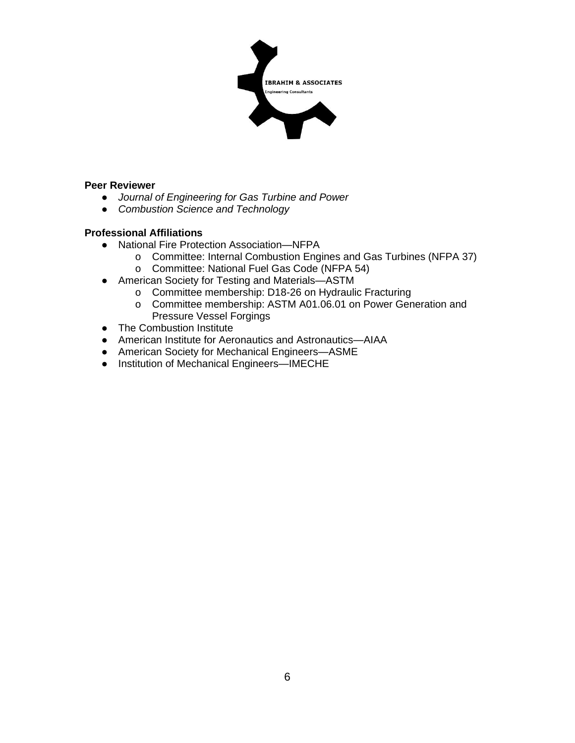**Peer Reviewer**

- *Journal of Engineering for Gas Turbine and Power*
- *Combustion Science and Technology*

**Professional Affiliations**

- National Fire Protection Association—NFPA
  - Committee: Internal Combustion Engines and Gas Turbines (NFPA 37)
  - Committee: National Fuel Gas Code (NFPA 54)
- American Society for Testing and Materials—ASTM
  - Committee membership: D18-26 on Hydraulic Fracturing
  - Committee membership: ASTM A01.06.01 on Power Generation and Pressure Vessel Forgings
- The Combustion Institute
- American Institute for Aeronautics and Astronautics—AIAA
- American Society for Mechanical Engineers—ASME
- Institution of Mechanical Engineers—IMECHE